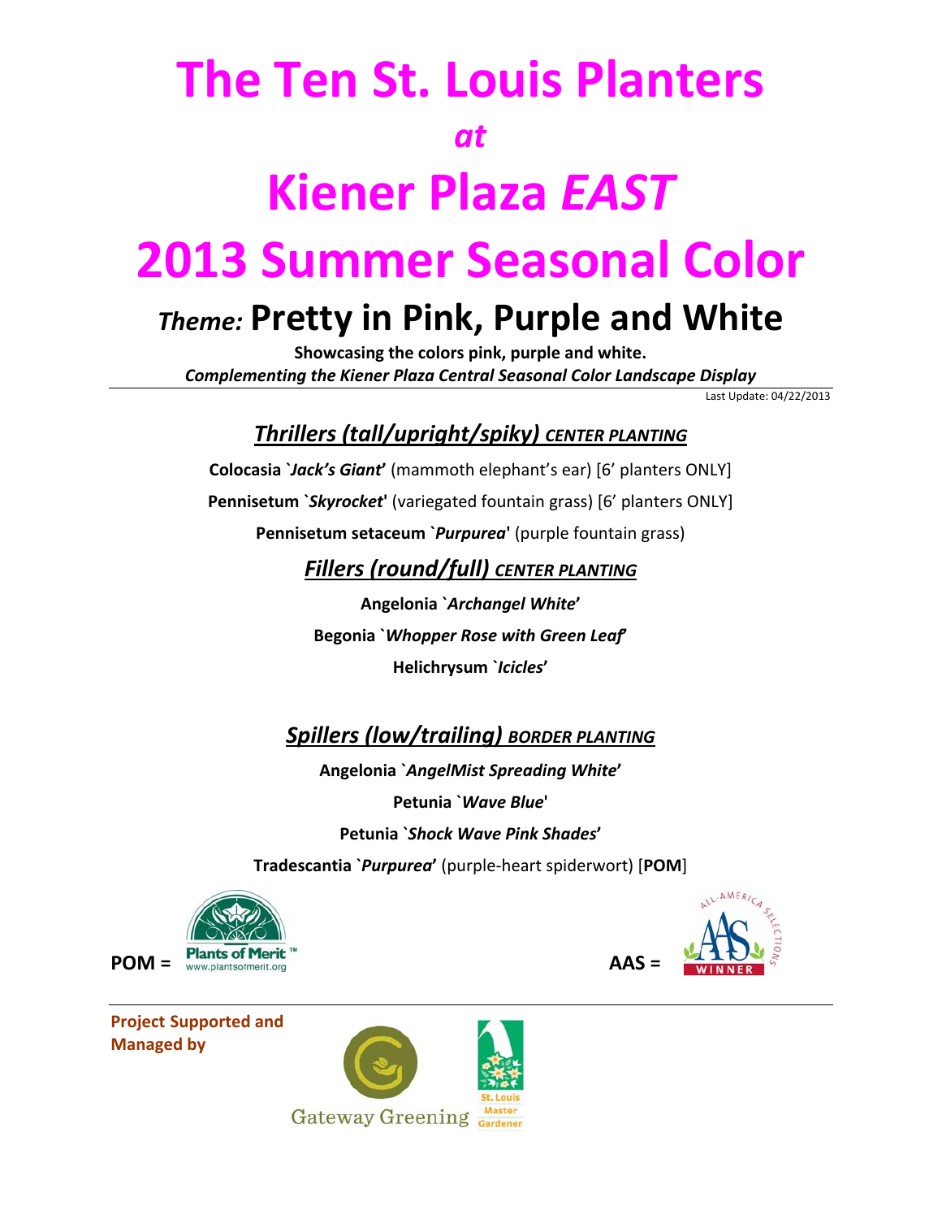# The Ten St. Louis Planters

## *at*

# Kiener Plaza *EAST*

# 2013 Summer Seasonal Color

## *Theme:* Pretty in Pink, Purple and White

**Showcasing the colors pink, purple and white.**

***Complementing the Kiener Plaza Central Seasonal Color Landscape Display***

Last Update: 04/22/2013

### *Thrillers (tall/upright/spiky)* CENTER PLANTING

**Colocasia `*Jack's Giant*'** (mammoth elephant's ear) [6' planters ONLY]

**Pennisetum `*Skyrocket*'** (variegated fountain grass) [6' planters ONLY]

**Pennisetum setaceum `*Purpurea*'** (purple fountain grass)

### *Fillers (round/full)* CENTER PLANTING

**Angelonia `*Archangel White*'**

**Begonia `*Whopper Rose with Green Leaf*'**

**Helichrysum `*Icicles*'**

### *Spillers (low/trailing)* BORDER PLANTING

**Angelonia `*AngelMist Spreading White*'**

**Petunia `*Wave Blue*'**

**Petunia `*Shock Wave Pink Shades*'**

**Tradescantia `*Purpurea*'** (purple-heart spiderwort) [**POM**]

**POM =** Plants of Merit™ www.plantsofmerit.org

**AAS =** All-America Selections WINNER

**Project Supported and Managed by**

Gateway Greening

St. Louis Master Gardener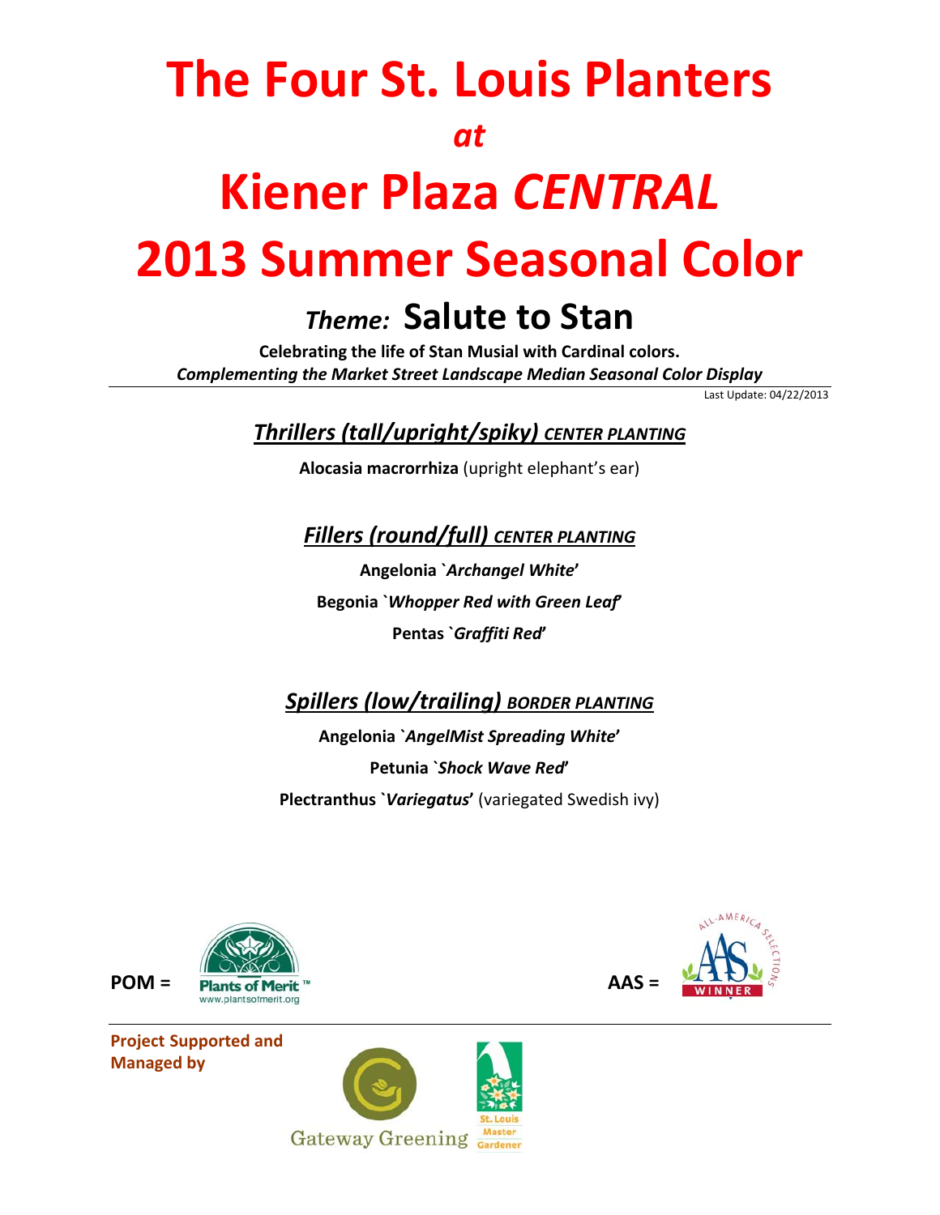# The Four St. Louis Planters

*at*

# Kiener Plaza *CENTRAL*

# 2013 Summer Seasonal Color

## *Theme:* Salute to Stan

**Celebrating the life of Stan Musial with Cardinal colors.**

***Complementing the Market Street Landscape Median Seasonal Color Display***

Last Update: 04/22/2013

### ***Thrillers (tall/upright/spiky)*** *CENTER PLANTING*

**Alocasia macrorrhiza** (upright elephant's ear)

### ***Fillers (round/full)*** *CENTER PLANTING*

**Angelonia `*Archangel White*'**

**Begonia `*Whopper Red with Green Leaf*'**

**Pentas `*Graffiti Red*'**

### ***Spillers (low/trailing)*** *BORDER PLANTING*

**Angelonia `*AngelMist Spreading White*'**

**Petunia `*Shock Wave Red*'**

**Plectranthus `*Variegatus*'** (variegated Swedish ivy)

**POM =** Plants of Merit™ www.plantsofmerit.org

**AAS =** All-America Selections WINNER

**Project Supported and Managed by**

Gateway Greening

St. Louis Master Gardener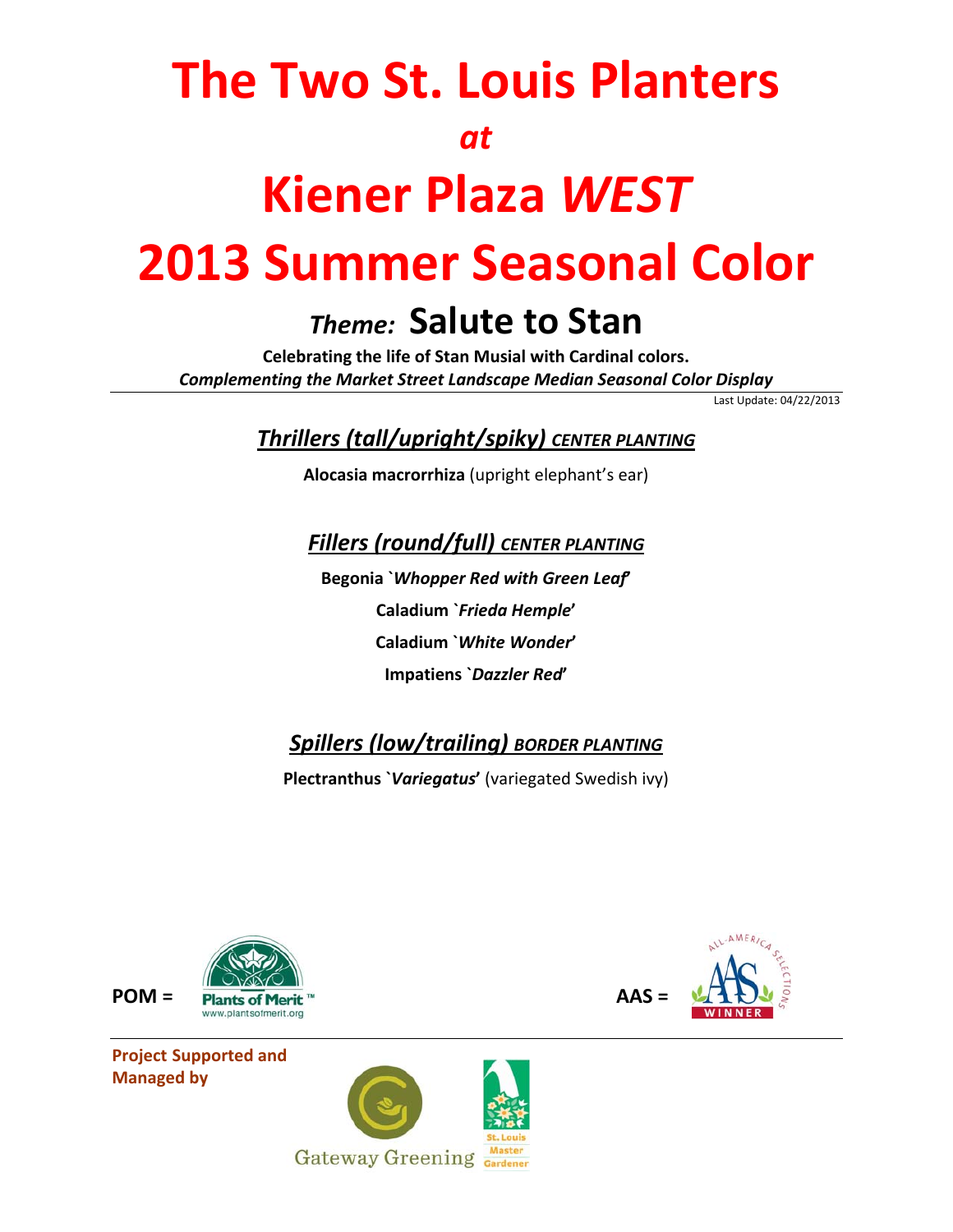# The Two St. Louis Planters

*at*

# Kiener Plaza *WEST*

# 2013 Summer Seasonal Color

## *Theme:* Salute to Stan

**Celebrating the life of Stan Musial with Cardinal colors.**

***Complementing the Market Street Landscape Median Seasonal Color Display***

Last Update: 04/22/2013

### *Thrillers (tall/upright/spiky) CENTER PLANTING*

**Alocasia macrorrhiza** (upright elephant's ear)

### *Fillers (round/full) CENTER PLANTING*

**Begonia `*Whopper Red with Green Leaf*'**

**Caladium `*Frieda Hemple*'**

**Caladium `*White Wonder*'**

**Impatiens `*Dazzler Red*'**

### *Spillers (low/trailing) BORDER PLANTING*

**Plectranthus `*Variegatus*'** (variegated Swedish ivy)

**POM =** Plants of Merit™ www.plantsofmerit.org

**AAS =** All-America Selections WINNER

**Project Supported and Managed by**

Gateway Greening

St. Louis Master Gardener